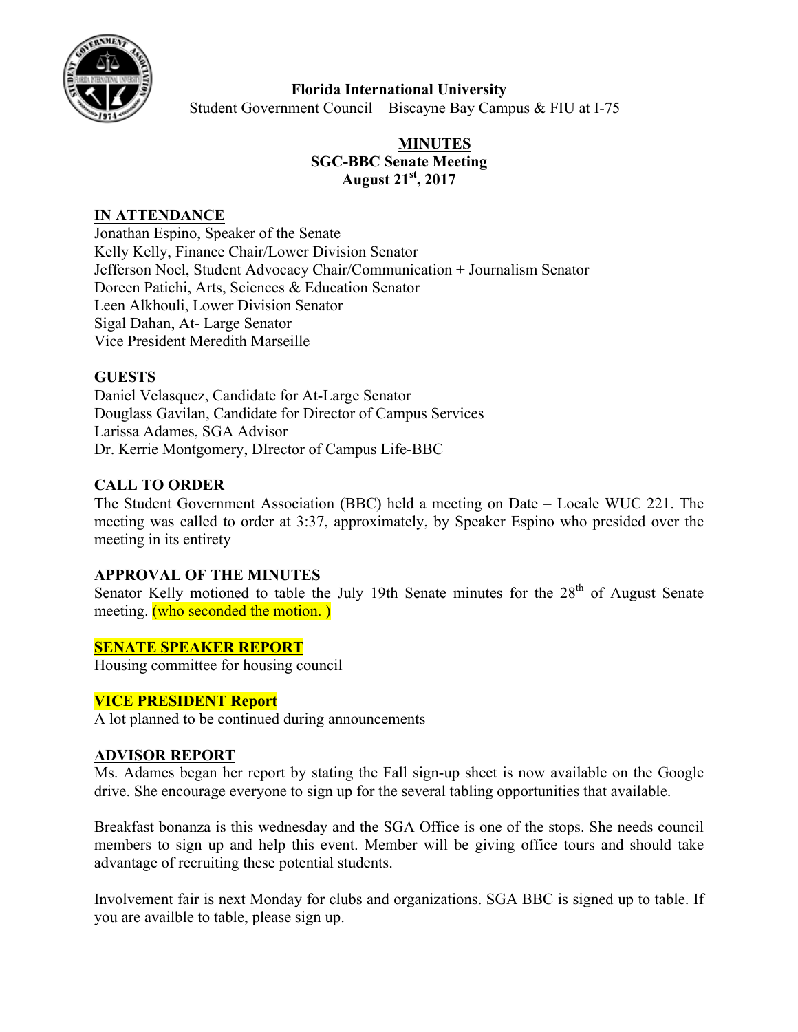**Florida International University**
Student Government Council – Biscayne Bay Campus & FIU at I-75

# MINUTES
## SGC-BBC Senate Meeting
## August 21st, 2017

### IN ATTENDANCE
Jonathan Espino, Speaker of the Senate
Kelly Kelly, Finance Chair/Lower Division Senator
Jefferson Noel, Student Advocacy Chair/Communication + Journalism Senator
Doreen Patichi, Arts, Sciences & Education Senator
Leen Alkhouli, Lower Division Senator
Sigal Dahan, At- Large Senator
Vice President Meredith Marseille

### GUESTS
Daniel Velasquez, Candidate for At-Large Senator
Douglass Gavilan, Candidate for Director of Campus Services
Larissa Adames, SGA Advisor
Dr. Kerrie Montgomery, DIrector of Campus Life-BBC

### CALL TO ORDER
The Student Government Association (BBC) held a meeting on Date – Locale WUC 221. The meeting was called to order at 3:37, approximately, by Speaker Espino who presided over the meeting in its entirety

### APPROVAL OF THE MINUTES
Senator Kelly motioned to table the July 19th Senate minutes for the 28th of August Senate meeting. (who seconded the motion. )

### SENATE SPEAKER REPORT
Housing committee for housing council

### VICE PRESIDENT Report
A lot planned to be continued during announcements

### ADVISOR REPORT
Ms. Adames began her report by stating the Fall sign-up sheet is now available on the Google drive. She encourage everyone to sign up for the several tabling opportunities that available.

Breakfast bonanza is this wednesday and the SGA Office is one of the stops. She needs council members to sign up and help this event. Member will be giving office tours and should take advantage of recruiting these potential students.

Involvement fair is next Monday for clubs and organizations. SGA BBC is signed up to table. If you are availble to table, please sign up.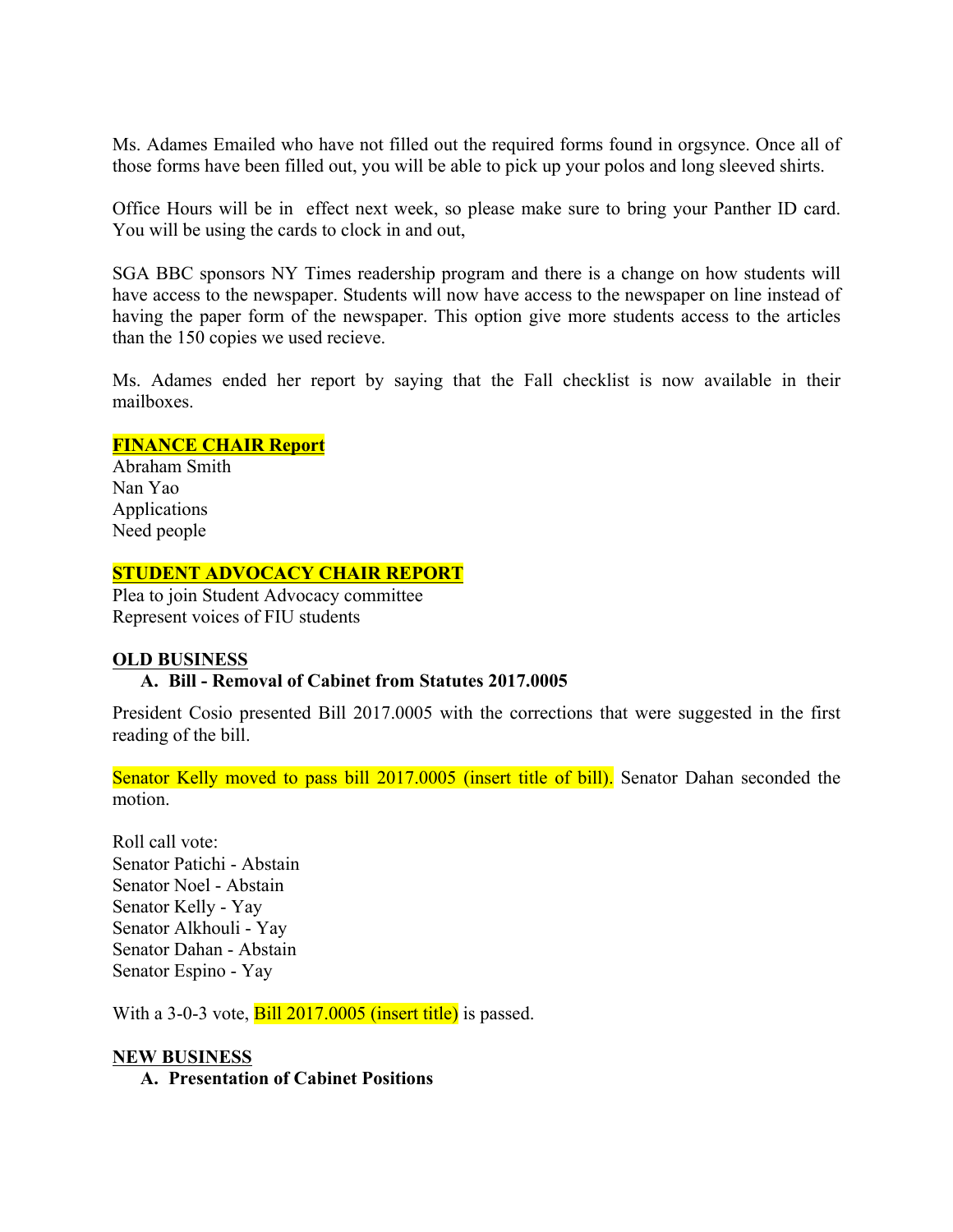Ms. Adames Emailed who have not filled out the required forms found in orgsynce. Once all of those forms have been filled out, you will be able to pick up your polos and long sleeved shirts.

Office Hours will be in effect next week, so please make sure to bring your Panther ID card. You will be using the cards to clock in and out,

SGA BBC sponsors NY Times readership program and there is a change on how students will have access to the newspaper. Students will now have access to the newspaper on line instead of having the paper form of the newspaper. This option give more students access to the articles than the 150 copies we used recieve.

Ms. Adames ended her report by saying that the Fall checklist is now available in their mailboxes.

**FINANCE CHAIR Report**

Abraham Smith
Nan Yao
Applications
Need people

**STUDENT ADVOCACY CHAIR REPORT**

Plea to join Student Advocacy committee
Represent voices of FIU students

**OLD BUSINESS**

**A. Bill - Removal of Cabinet from Statutes 2017.0005**

President Cosio presented Bill 2017.0005 with the corrections that were suggested in the first reading of the bill.

Senator Kelly moved to pass bill 2017.0005 (insert title of bill). Senator Dahan seconded the motion.

Roll call vote:
Senator Patichi - Abstain
Senator Noel - Abstain
Senator Kelly - Yay
Senator Alkhouli - Yay
Senator Dahan - Abstain
Senator Espino - Yay

With a 3-0-3 vote, Bill 2017.0005 (insert title) is passed.

**NEW BUSINESS**

**A. Presentation of Cabinet Positions**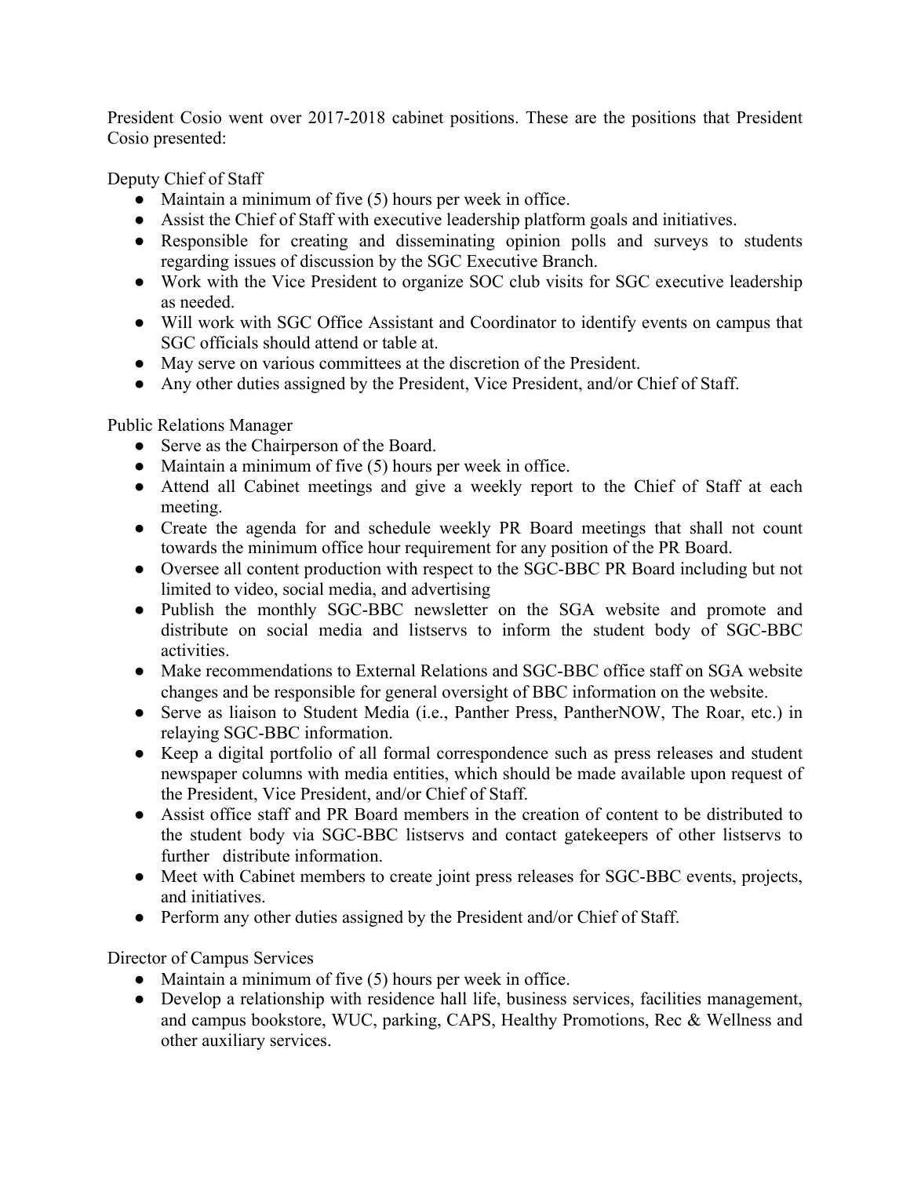President Cosio went over 2017-2018 cabinet positions. These are the positions that President Cosio presented:

Deputy Chief of Staff

- Maintain a minimum of five (5) hours per week in office.
- Assist the Chief of Staff with executive leadership platform goals and initiatives.
- Responsible for creating and disseminating opinion polls and surveys to students regarding issues of discussion by the SGC Executive Branch.
- Work with the Vice President to organize SOC club visits for SGC executive leadership as needed.
- Will work with SGC Office Assistant and Coordinator to identify events on campus that SGC officials should attend or table at.
- May serve on various committees at the discretion of the President.
- Any other duties assigned by the President, Vice President, and/or Chief of Staff.

Public Relations Manager

- Serve as the Chairperson of the Board.
- Maintain a minimum of five (5) hours per week in office.
- Attend all Cabinet meetings and give a weekly report to the Chief of Staff at each meeting.
- Create the agenda for and schedule weekly PR Board meetings that shall not count towards the minimum office hour requirement for any position of the PR Board.
- Oversee all content production with respect to the SGC-BBC PR Board including but not limited to video, social media, and advertising
- Publish the monthly SGC-BBC newsletter on the SGA website and promote and distribute on social media and listservs to inform the student body of SGC-BBC activities.
- Make recommendations to External Relations and SGC-BBC office staff on SGA website changes and be responsible for general oversight of BBC information on the website.
- Serve as liaison to Student Media (i.e., Panther Press, PantherNOW, The Roar, etc.) in relaying SGC-BBC information.
- Keep a digital portfolio of all formal correspondence such as press releases and student newspaper columns with media entities, which should be made available upon request of the President, Vice President, and/or Chief of Staff.
- Assist office staff and PR Board members in the creation of content to be distributed to the student body via SGC-BBC listservs and contact gatekeepers of other listservs to further distribute information.
- Meet with Cabinet members to create joint press releases for SGC-BBC events, projects, and initiatives.
- Perform any other duties assigned by the President and/or Chief of Staff.

Director of Campus Services

- Maintain a minimum of five (5) hours per week in office.
- Develop a relationship with residence hall life, business services, facilities management, and campus bookstore, WUC, parking, CAPS, Healthy Promotions, Rec & Wellness and other auxiliary services.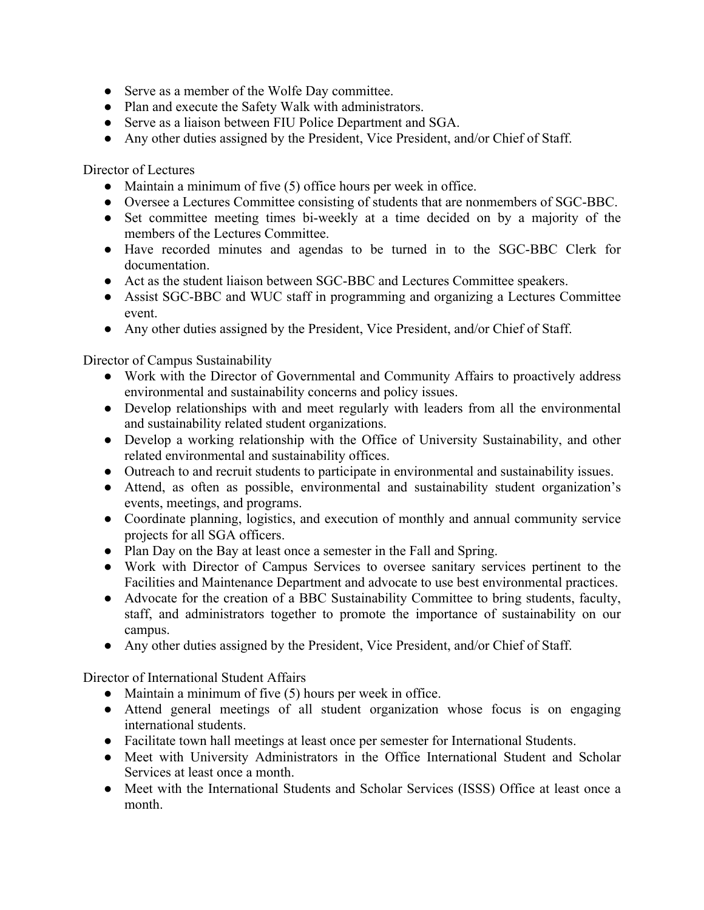- Serve as a member of the Wolfe Day committee.
- Plan and execute the Safety Walk with administrators.
- Serve as a liaison between FIU Police Department and SGA.
- Any other duties assigned by the President, Vice President, and/or Chief of Staff.

Director of Lectures

- Maintain a minimum of five (5) office hours per week in office.
- Oversee a Lectures Committee consisting of students that are nonmembers of SGC-BBC.
- Set committee meeting times bi-weekly at a time decided on by a majority of the members of the Lectures Committee.
- Have recorded minutes and agendas to be turned in to the SGC-BBC Clerk for documentation.
- Act as the student liaison between SGC-BBC and Lectures Committee speakers.
- Assist SGC-BBC and WUC staff in programming and organizing a Lectures Committee event.
- Any other duties assigned by the President, Vice President, and/or Chief of Staff.

Director of Campus Sustainability

- Work with the Director of Governmental and Community Affairs to proactively address environmental and sustainability concerns and policy issues.
- Develop relationships with and meet regularly with leaders from all the environmental and sustainability related student organizations.
- Develop a working relationship with the Office of University Sustainability, and other related environmental and sustainability offices.
- Outreach to and recruit students to participate in environmental and sustainability issues.
- Attend, as often as possible, environmental and sustainability student organization's events, meetings, and programs.
- Coordinate planning, logistics, and execution of monthly and annual community service projects for all SGA officers.
- Plan Day on the Bay at least once a semester in the Fall and Spring.
- Work with Director of Campus Services to oversee sanitary services pertinent to the Facilities and Maintenance Department and advocate to use best environmental practices.
- Advocate for the creation of a BBC Sustainability Committee to bring students, faculty, staff, and administrators together to promote the importance of sustainability on our campus.
- Any other duties assigned by the President, Vice President, and/or Chief of Staff.

Director of International Student Affairs

- Maintain a minimum of five (5) hours per week in office.
- Attend general meetings of all student organization whose focus is on engaging international students.
- Facilitate town hall meetings at least once per semester for International Students.
- Meet with University Administrators in the Office International Student and Scholar Services at least once a month.
- Meet with the International Students and Scholar Services (ISSS) Office at least once a month.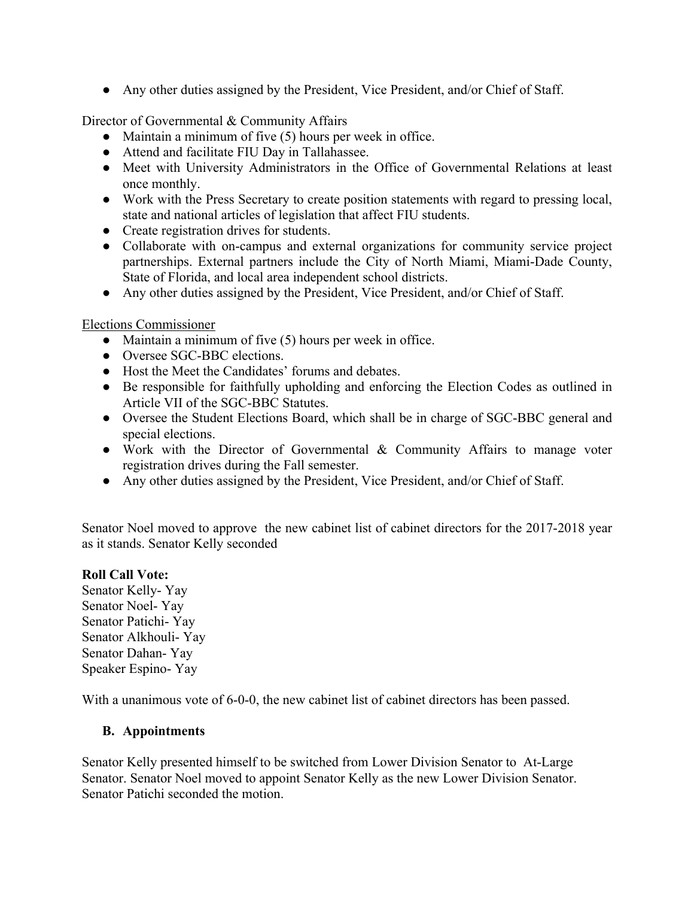- Any other duties assigned by the President, Vice President, and/or Chief of Staff.

Director of Governmental & Community Affairs

- Maintain a minimum of five (5) hours per week in office.
- Attend and facilitate FIU Day in Tallahassee.
- Meet with University Administrators in the Office of Governmental Relations at least once monthly.
- Work with the Press Secretary to create position statements with regard to pressing local, state and national articles of legislation that affect FIU students.
- Create registration drives for students.
- Collaborate with on-campus and external organizations for community service project partnerships. External partners include the City of North Miami, Miami-Dade County, State of Florida, and local area independent school districts.
- Any other duties assigned by the President, Vice President, and/or Chief of Staff.

Elections Commissioner

- Maintain a minimum of five (5) hours per week in office.
- Oversee SGC-BBC elections.
- Host the Meet the Candidates' forums and debates.
- Be responsible for faithfully upholding and enforcing the Election Codes as outlined in Article VII of the SGC-BBC Statutes.
- Oversee the Student Elections Board, which shall be in charge of SGC-BBC general and special elections.
- Work with the Director of Governmental & Community Affairs to manage voter registration drives during the Fall semester.
- Any other duties assigned by the President, Vice President, and/or Chief of Staff.

Senator Noel moved to approve the new cabinet list of cabinet directors for the 2017-2018 year as it stands. Senator Kelly seconded

**Roll Call Vote:**
Senator Kelly- Yay
Senator Noel- Yay
Senator Patichi- Yay
Senator Alkhouli- Yay
Senator Dahan- Yay
Speaker Espino- Yay

With a unanimous vote of 6-0-0, the new cabinet list of cabinet directors has been passed.

**B. Appointments**

Senator Kelly presented himself to be switched from Lower Division Senator to At-Large Senator. Senator Noel moved to appoint Senator Kelly as the new Lower Division Senator. Senator Patichi seconded the motion.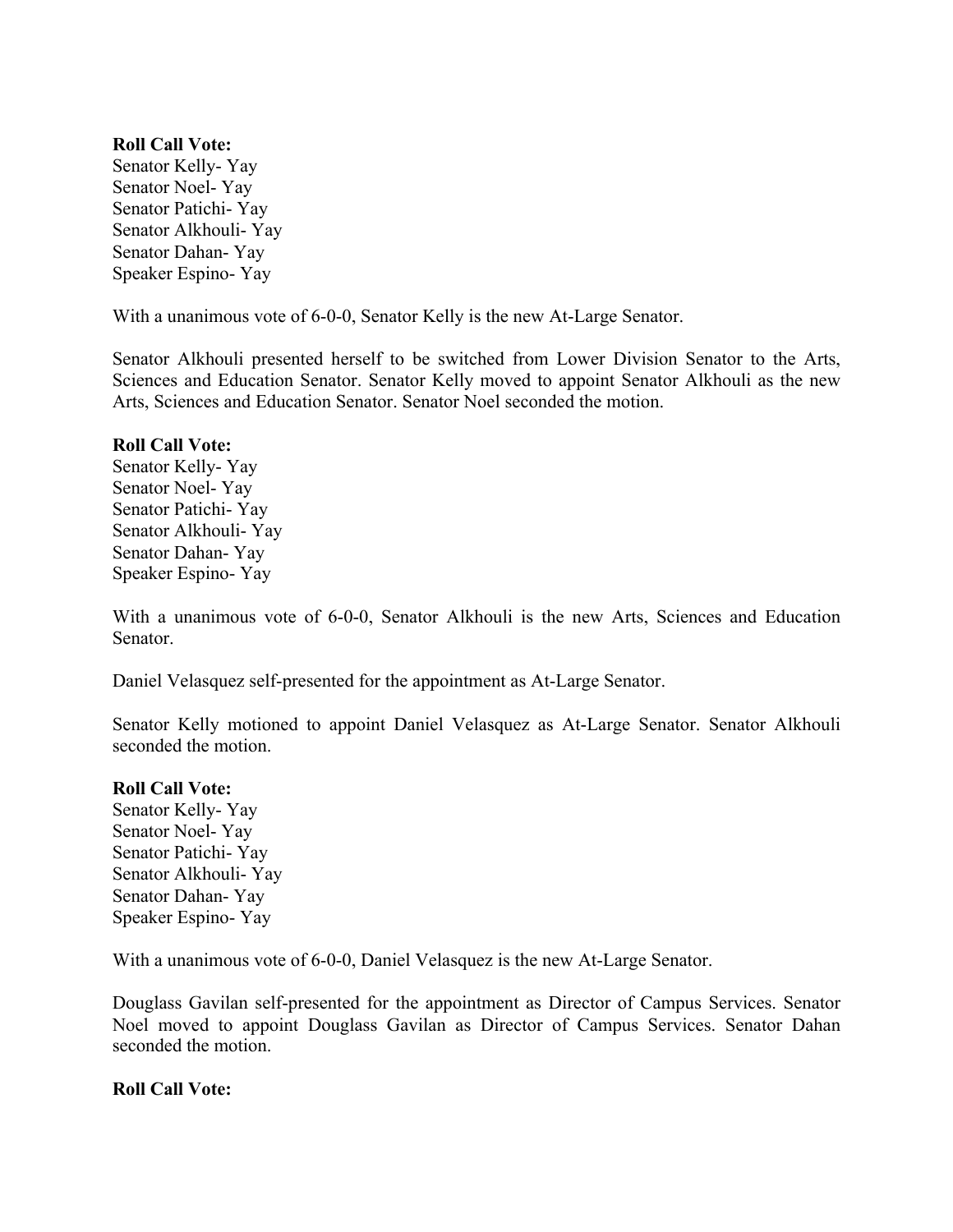**Roll Call Vote:**
Senator Kelly- Yay
Senator Noel- Yay
Senator Patichi- Yay
Senator Alkhouli- Yay
Senator Dahan- Yay
Speaker Espino- Yay

With a unanimous vote of 6-0-0, Senator Kelly is the new At-Large Senator.

Senator Alkhouli presented herself to be switched from Lower Division Senator to the Arts, Sciences and Education Senator. Senator Kelly moved to appoint Senator Alkhouli as the new Arts, Sciences and Education Senator. Senator Noel seconded the motion.

**Roll Call Vote:**
Senator Kelly- Yay
Senator Noel- Yay
Senator Patichi- Yay
Senator Alkhouli- Yay
Senator Dahan- Yay
Speaker Espino- Yay

With a unanimous vote of 6-0-0, Senator Alkhouli is the new Arts, Sciences and Education Senator.

Daniel Velasquez self-presented for the appointment as At-Large Senator.

Senator Kelly motioned to appoint Daniel Velasquez as At-Large Senator. Senator Alkhouli seconded the motion.

**Roll Call Vote:**
Senator Kelly- Yay
Senator Noel- Yay
Senator Patichi- Yay
Senator Alkhouli- Yay
Senator Dahan- Yay
Speaker Espino- Yay

With a unanimous vote of 6-0-0, Daniel Velasquez is the new At-Large Senator.

Douglass Gavilan self-presented for the appointment as Director of Campus Services. Senator Noel moved to appoint Douglass Gavilan as Director of Campus Services. Senator Dahan seconded the motion.

**Roll Call Vote:**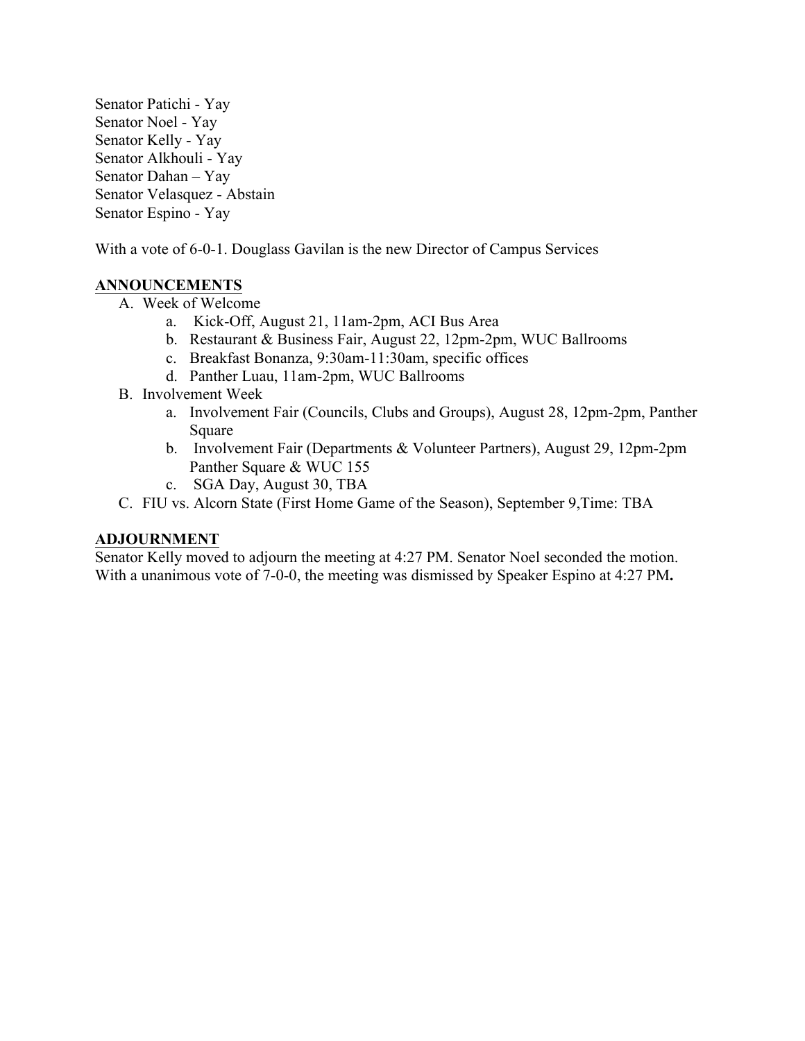Senator Patichi - Yay
Senator Noel - Yay
Senator Kelly - Yay
Senator Alkhouli - Yay
Senator Dahan – Yay
Senator Velasquez - Abstain
Senator Espino - Yay

With a vote of 6-0-1. Douglass Gavilan is the new Director of Campus Services

## ANNOUNCEMENTS

- A. Week of Welcome
  - a. Kick-Off, August 21, 11am-2pm, ACI Bus Area
  - b. Restaurant & Business Fair, August 22, 12pm-2pm, WUC Ballrooms
  - c. Breakfast Bonanza, 9:30am-11:30am, specific offices
  - d. Panther Luau, 11am-2pm, WUC Ballrooms
- B. Involvement Week
  - a. Involvement Fair (Councils, Clubs and Groups), August 28, 12pm-2pm, Panther Square
  - b. Involvement Fair (Departments & Volunteer Partners), August 29, 12pm-2pm Panther Square & WUC 155
  - c. SGA Day, August 30, TBA
- C. FIU vs. Alcorn State (First Home Game of the Season), September 9,Time: TBA

## ADJOURNMENT

Senator Kelly moved to adjourn the meeting at 4:27 PM. Senator Noel seconded the motion. With a unanimous vote of 7-0-0, the meeting was dismissed by Speaker Espino at 4:27 PM**.**